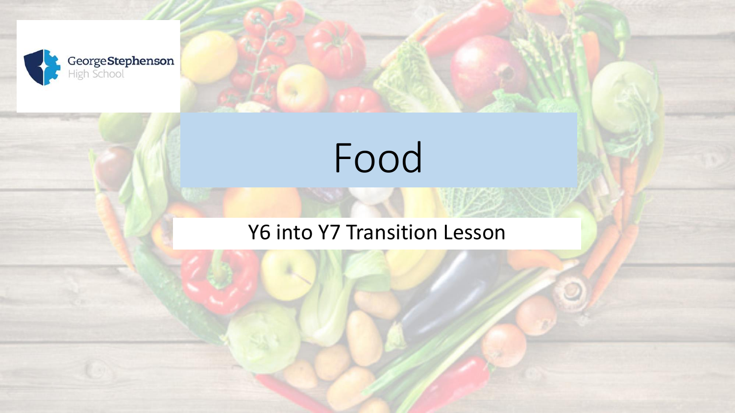George Stephenson High School

# Food

Y6 into Y7 Transition Lesson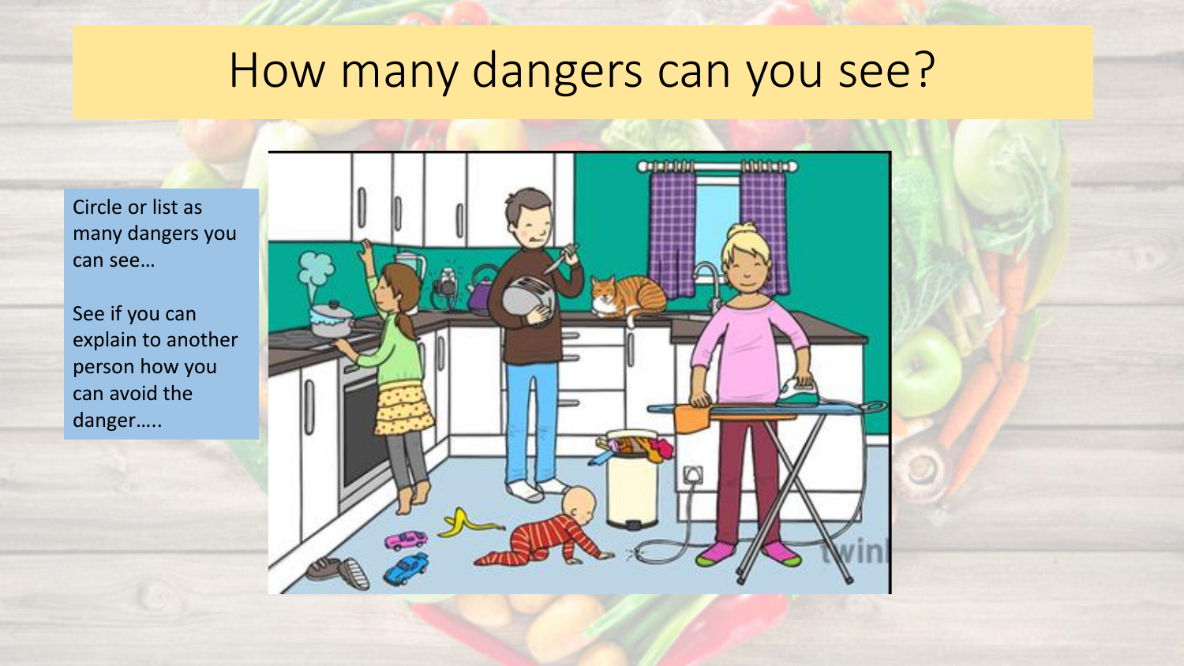# How many dangers can you see?

Circle or list as many dangers you can see…

See if you can explain to another person how you can avoid the danger…..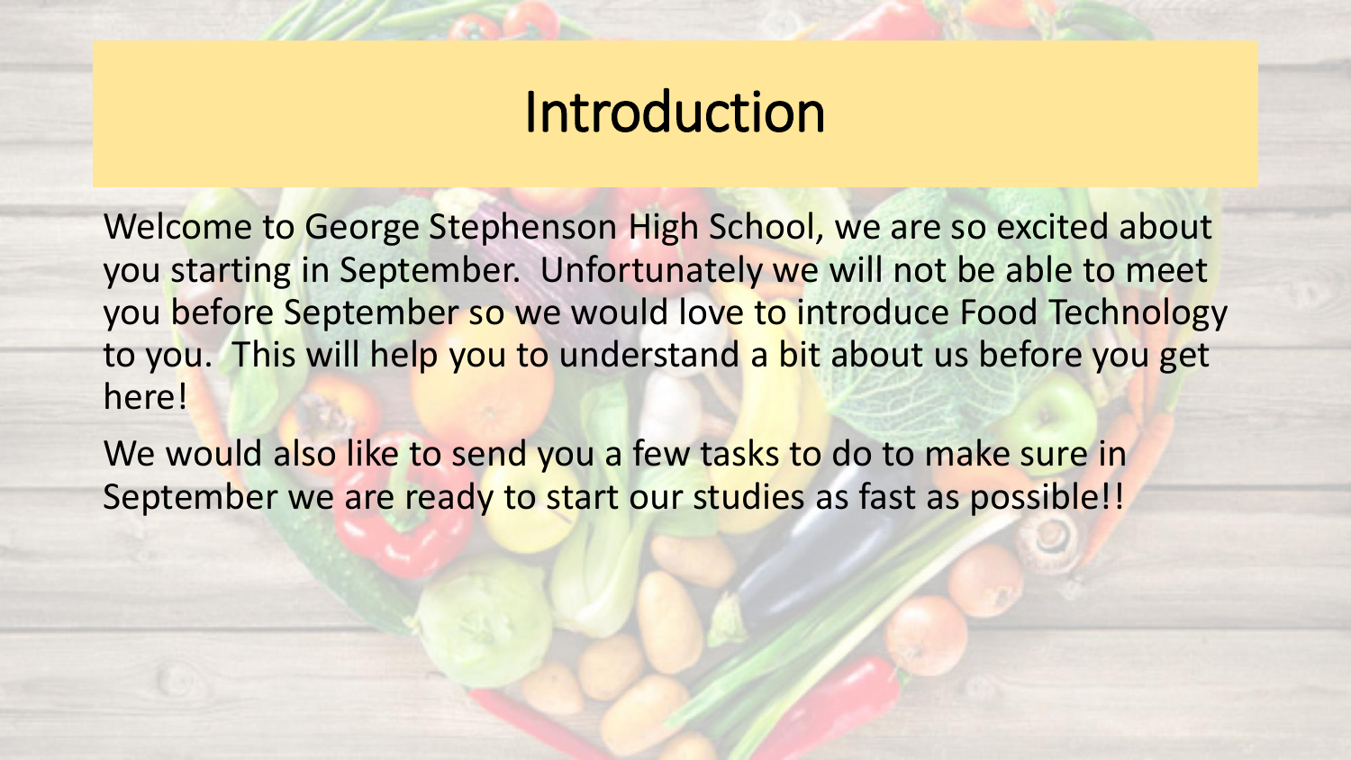# Introduction

Welcome to George Stephenson High School, we are so excited about you starting in September. Unfortunately we will not be able to meet you before September so we would love to introduce Food Technology to you. This will help you to understand a bit about us before you get here!

We would also like to send you a few tasks to do to make sure in September we are ready to start our studies as fast as possible!!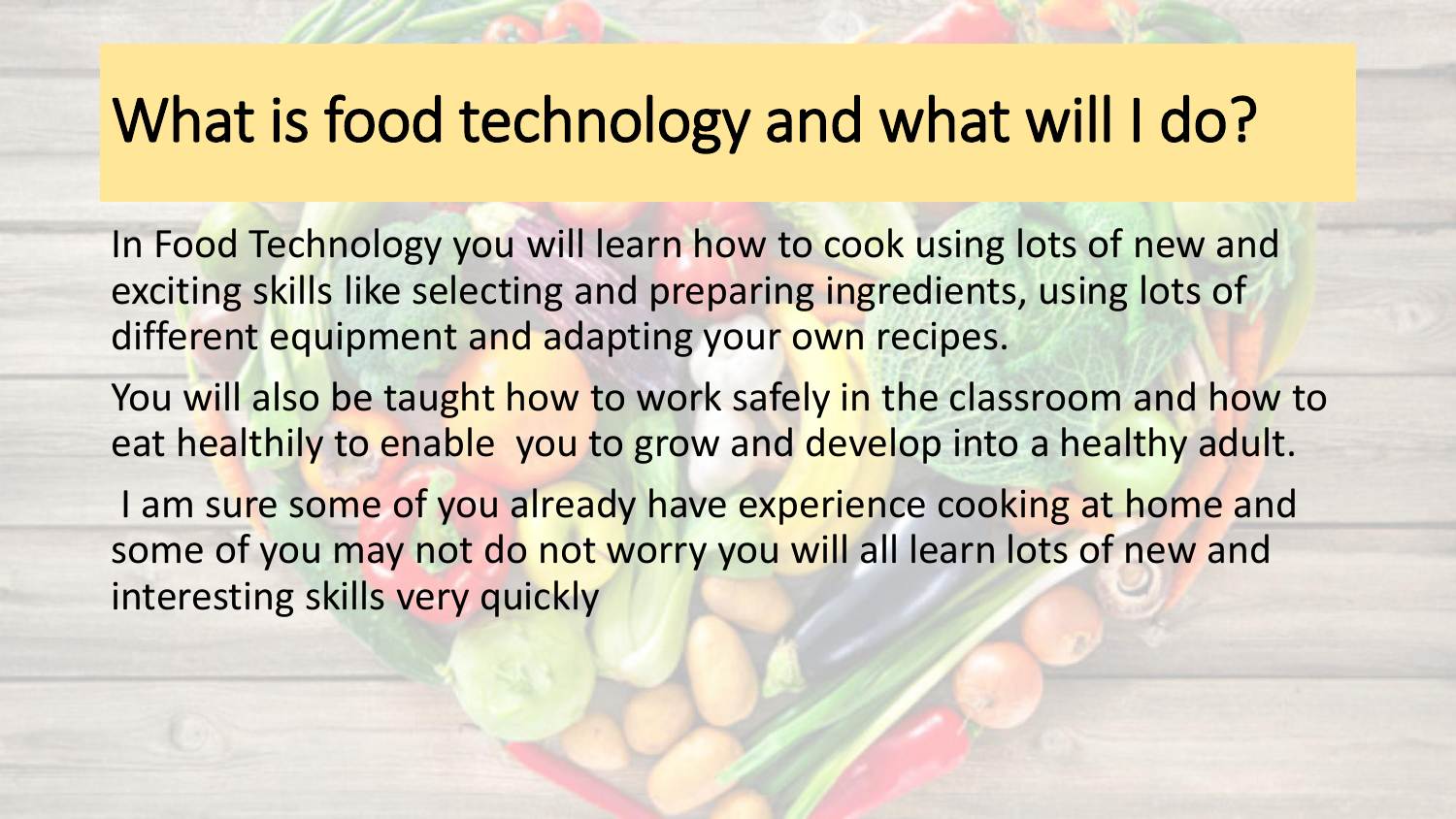# What is food technology and what will I do?

In Food Technology you will learn how to cook using lots of new and exciting skills like selecting and preparing ingredients, using lots of different equipment and adapting your own recipes.

You will also be taught how to work safely in the classroom and how to eat healthily to enable you to grow and develop into a healthy adult.

I am sure some of you already have experience cooking at home and some of you may not do not worry you will all learn lots of new and interesting skills very quickly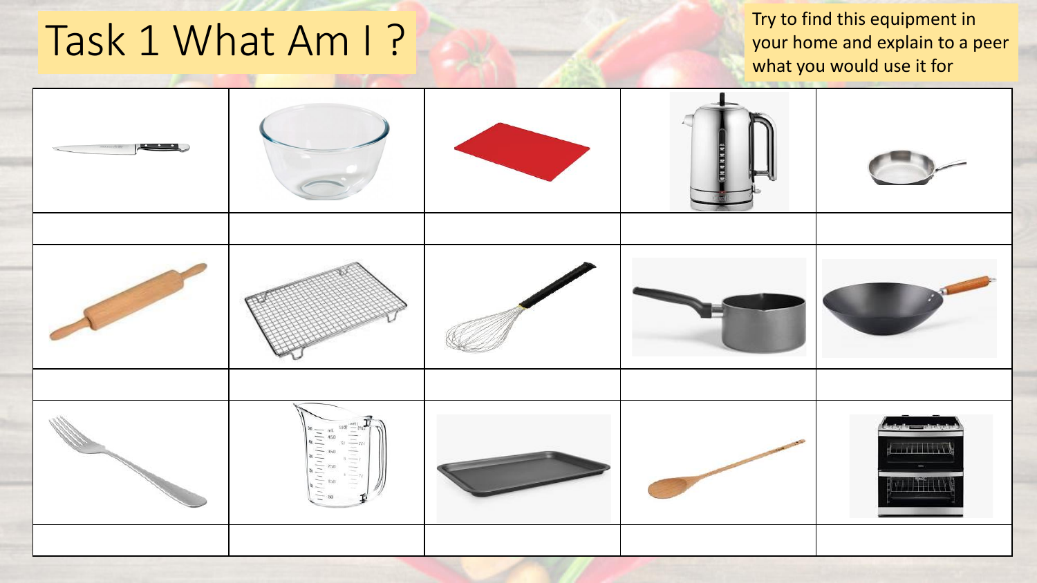# Task 1 What Am I ?

Try to find this equipment in your home and explain to a peer what you would use it for

| | | | | |
|---|---|---|---|---|
| | | | | |
| | | | | |
| | | | | |
| | | | | |
| | | | | |
| | | | | |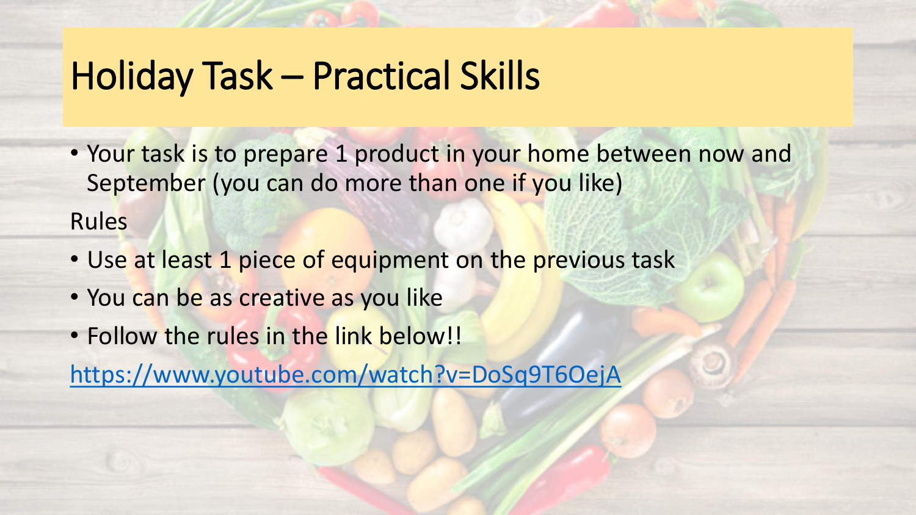# Holiday Task – Practical Skills

- Your task is to prepare 1 product in your home between now and September (you can do more than one if you like)

Rules

- Use at least 1 piece of equipment on the previous task
- You can be as creative as you like
- Follow the rules in the link below!!

https://www.youtube.com/watch?v=DoSq9T6OejA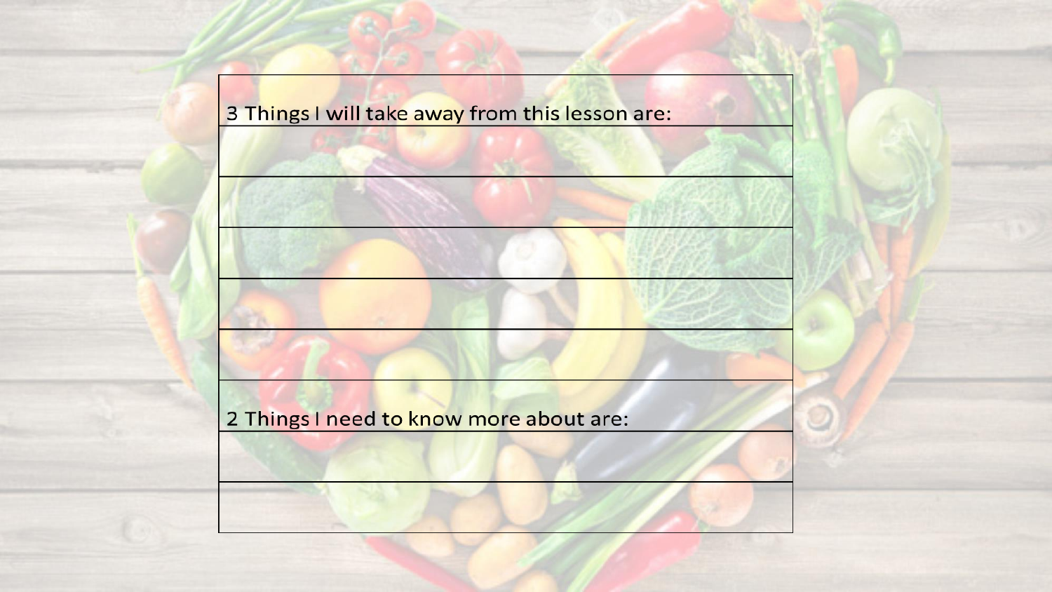3 Things I will take away from this lesson are:

2 Things I need to know more about are: